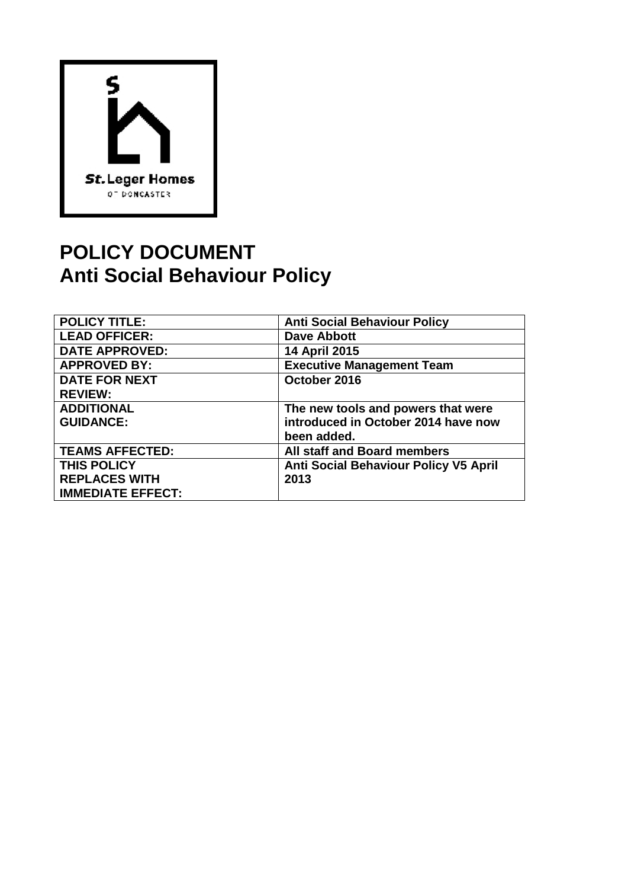St. Leger Homes
OF DONCASTER

# POLICY DOCUMENT
# Anti Social Behaviour Policy

| | |
|---|---|
| **POLICY TITLE:** | **Anti Social Behaviour Policy** |
| **LEAD OFFICER:** | **Dave Abbott** |
| **DATE APPROVED:** | **14 April 2015** |
| **APPROVED BY:** | **Executive Management Team** |
| **DATE FOR NEXT REVIEW:** | **October 2016** |
| **ADDITIONAL GUIDANCE:** | **The new tools and powers that were introduced in October 2014 have now been added.** |
| **TEAMS AFFECTED:** | **All staff and Board members** |
| **THIS POLICY REPLACES WITH IMMEDIATE EFFECT:** | **Anti Social Behaviour Policy V5 April 2013** |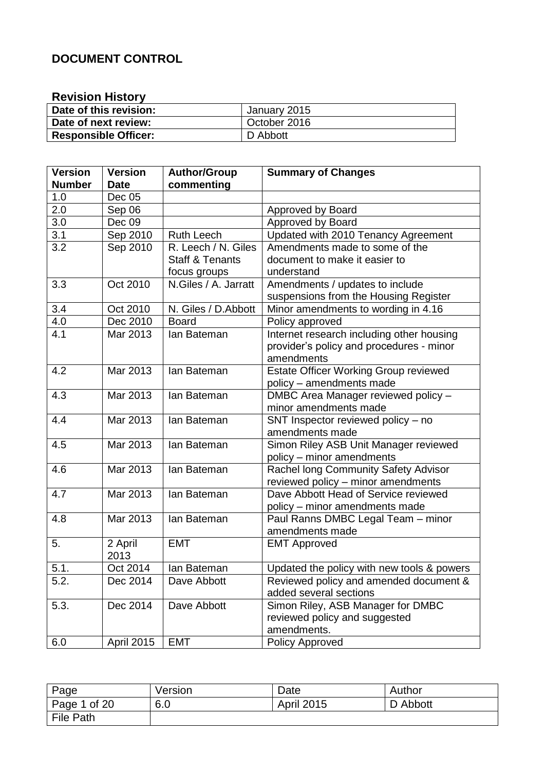## DOCUMENT CONTROL

### Revision History

| Date of this revision: | January 2015 |
|---|---|
| Date of next review: | October 2016 |
| Responsible Officer: | D Abbott |

| Version Number | Version Date | Author/Group commenting | Summary of Changes |
|---|---|---|---|
| 1.0 | Dec 05 | | |
| 2.0 | Sep 06 | | Approved by Board |
| 3.0 | Dec 09 | | Approved by Board |
| 3.1 | Sep 2010 | Ruth Leech | Updated with 2010 Tenancy Agreement |
| 3.2 | Sep 2010 | R. Leech / N. Giles Staff & Tenants focus groups | Amendments made to some of the document to make it easier to understand |
| 3.3 | Oct 2010 | N.Giles / A. Jarratt | Amendments / updates to include suspensions from the Housing Register |
| 3.4 | Oct 2010 | N. Giles / D.Abbott | Minor amendments to wording in 4.16 |
| 4.0 | Dec 2010 | Board | Policy approved |
| 4.1 | Mar 2013 | Ian Bateman | Internet research including other housing provider's policy and procedures - minor amendments |
| 4.2 | Mar 2013 | Ian Bateman | Estate Officer Working Group reviewed policy – amendments made |
| 4.3 | Mar 2013 | Ian Bateman | DMBC Area Manager reviewed policy – minor amendments made |
| 4.4 | Mar 2013 | Ian Bateman | SNT Inspector reviewed policy – no amendments made |
| 4.5 | Mar 2013 | Ian Bateman | Simon Riley ASB Unit Manager reviewed policy – minor amendments |
| 4.6 | Mar 2013 | Ian Bateman | Rachel long Community Safety Advisor reviewed policy – minor amendments |
| 4.7 | Mar 2013 | Ian Bateman | Dave Abbott Head of Service reviewed policy – minor amendments made |
| 4.8 | Mar 2013 | Ian Bateman | Paul Ranns DMBC Legal Team – minor amendments made |
| 5. | 2 April 2013 | EMT | EMT Approved |
| 5.1. | Oct 2014 | Ian Bateman | Updated the policy with new tools & powers |
| 5.2. | Dec 2014 | Dave Abbott | Reviewed policy and amended document & added several sections |
| 5.3. | Dec 2014 | Dave Abbott | Simon Riley, ASB Manager for DMBC reviewed policy and suggested amendments. |
| 6.0 | April 2015 | EMT | Policy Approved |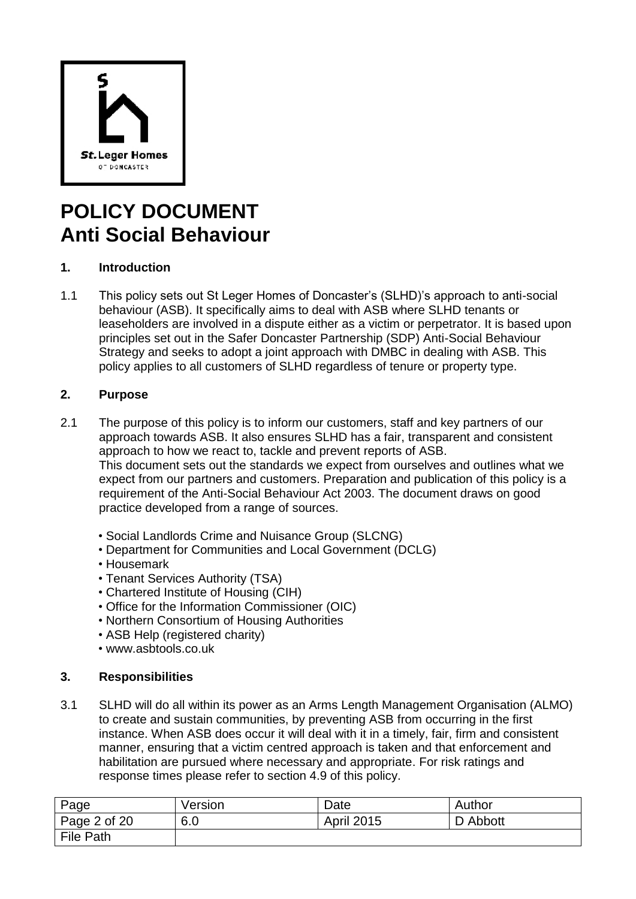# POLICY DOCUMENT
# Anti Social Behaviour

## 1. Introduction

1.1 This policy sets out St Leger Homes of Doncaster's (SLHD)'s approach to anti-social behaviour (ASB). It specifically aims to deal with ASB where SLHD tenants or leaseholders are involved in a dispute either as a victim or perpetrator. It is based upon principles set out in the Safer Doncaster Partnership (SDP) Anti-Social Behaviour Strategy and seeks to adopt a joint approach with DMBC in dealing with ASB. This policy applies to all customers of SLHD regardless of tenure or property type.

## 2. Purpose

2.1 The purpose of this policy is to inform our customers, staff and key partners of our approach towards ASB. It also ensures SLHD has a fair, transparent and consistent approach to how we react to, tackle and prevent reports of ASB.
This document sets out the standards we expect from ourselves and outlines what we expect from our partners and customers. Preparation and publication of this policy is a requirement of the Anti-Social Behaviour Act 2003. The document draws on good practice developed from a range of sources.

- Social Landlords Crime and Nuisance Group (SLCNG)
- Department for Communities and Local Government (DCLG)
- Housemark
- Tenant Services Authority (TSA)
- Chartered Institute of Housing (CIH)
- Office for the Information Commissioner (OIC)
- Northern Consortium of Housing Authorities
- ASB Help (registered charity)
- www.asbtools.co.uk

## 3. Responsibilities

3.1 SLHD will do all within its power as an Arms Length Management Organisation (ALMO) to create and sustain communities, by preventing ASB from occurring in the first instance. When ASB does occur it will deal with it in a timely, fair, firm and consistent manner, ensuring that a victim centred approach is taken and that enforcement and habilitation are pursued where necessary and appropriate. For risk ratings and response times please refer to section 4.9 of this policy.

| Page | Version | Date | Author |
|---|---|---|---|
| Page 2 of 20 | 6.0 | April 2015 | D Abbott |
| File Path | | | |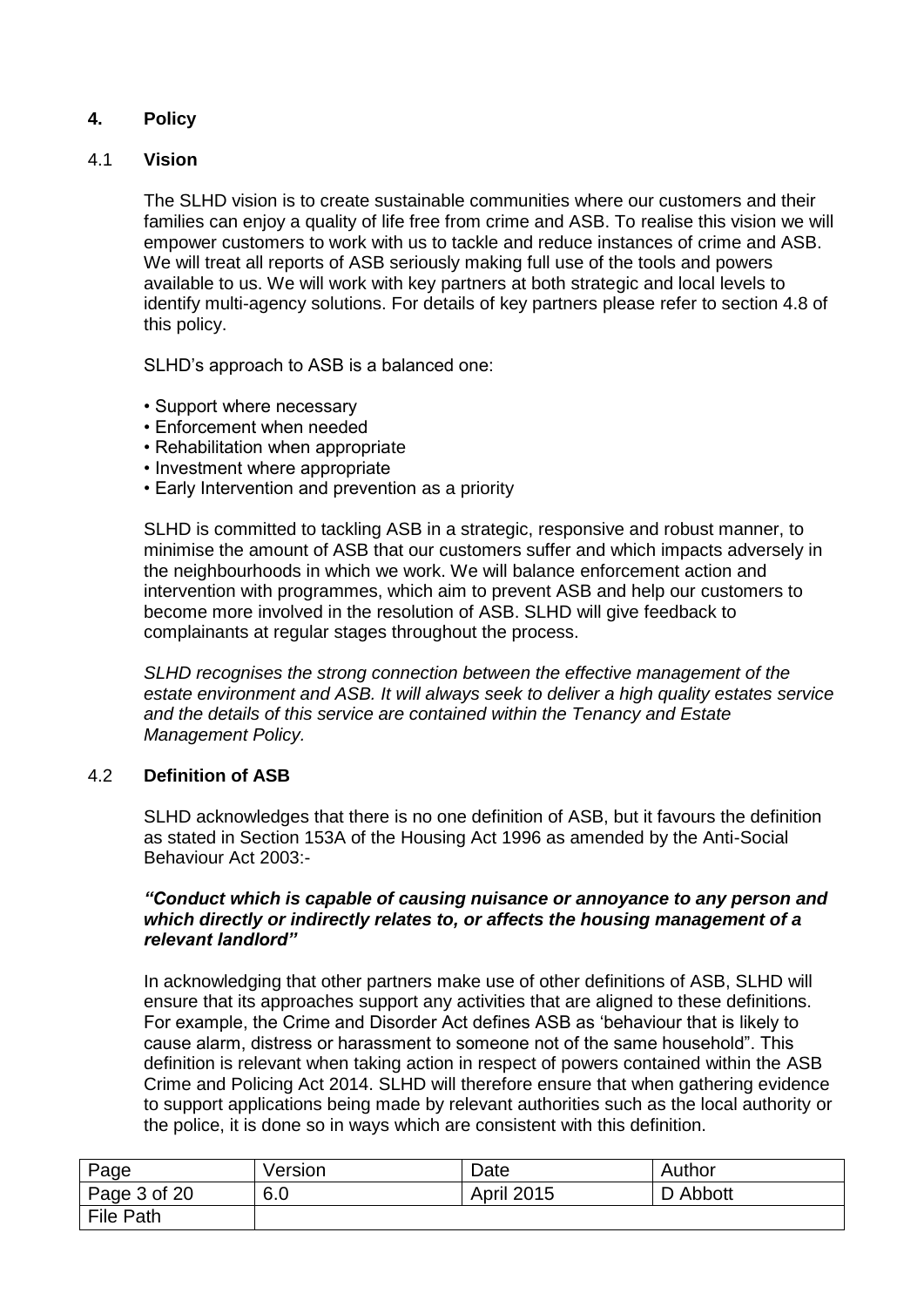## 4. Policy

### 4.1 Vision

The SLHD vision is to create sustainable communities where our customers and their families can enjoy a quality of life free from crime and ASB. To realise this vision we will empower customers to work with us to tackle and reduce instances of crime and ASB. We will treat all reports of ASB seriously making full use of the tools and powers available to us. We will work with key partners at both strategic and local levels to identify multi-agency solutions. For details of key partners please refer to section 4.8 of this policy.

SLHD's approach to ASB is a balanced one:

- Support where necessary
- Enforcement when needed
- Rehabilitation when appropriate
- Investment where appropriate
- Early Intervention and prevention as a priority

SLHD is committed to tackling ASB in a strategic, responsive and robust manner, to minimise the amount of ASB that our customers suffer and which impacts adversely in the neighbourhoods in which we work. We will balance enforcement action and intervention with programmes, which aim to prevent ASB and help our customers to become more involved in the resolution of ASB. SLHD will give feedback to complainants at regular stages throughout the process.

*SLHD recognises the strong connection between the effective management of the estate environment and ASB. It will always seek to deliver a high quality estates service and the details of this service are contained within the Tenancy and Estate Management Policy.*

### 4.2 Definition of ASB

SLHD acknowledges that there is no one definition of ASB, but it favours the definition as stated in Section 153A of the Housing Act 1996 as amended by the Anti-Social Behaviour Act 2003:-

***"Conduct which is capable of causing nuisance or annoyance to any person and which directly or indirectly relates to, or affects the housing management of a relevant landlord"***

In acknowledging that other partners make use of other definitions of ASB, SLHD will ensure that its approaches support any activities that are aligned to these definitions. For example, the Crime and Disorder Act defines ASB as 'behaviour that is likely to cause alarm, distress or harassment to someone not of the same household". This definition is relevant when taking action in respect of powers contained within the ASB Crime and Policing Act 2014. SLHD will therefore ensure that when gathering evidence to support applications being made by relevant authorities such as the local authority or the police, it is done so in ways which are consistent with this definition.

| Page | Version | Date | Author |
|---|---|---|---|
| Page 3 of 20 | 6.0 | April 2015 | D Abbott |
| File Path | | | |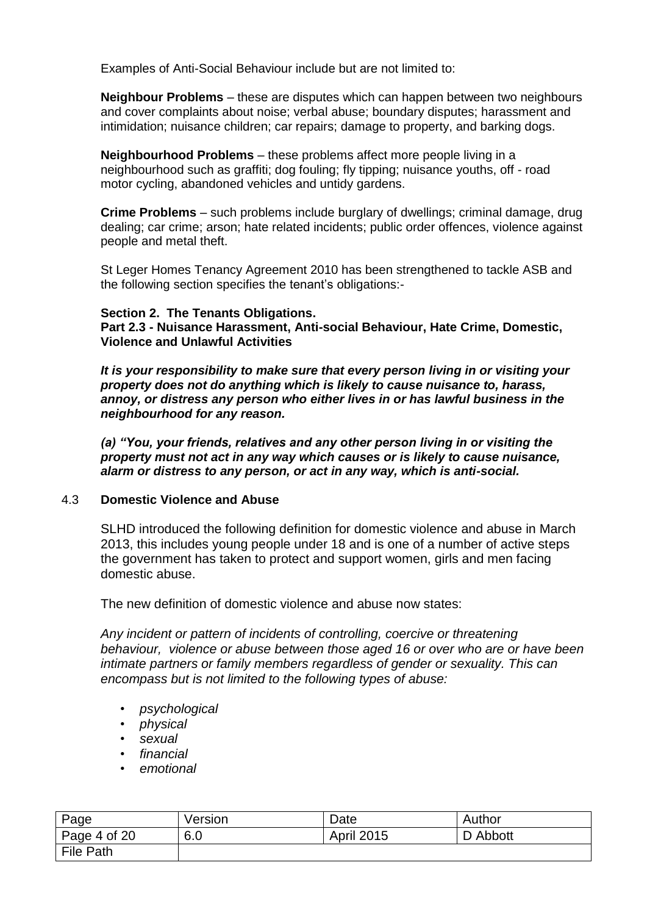Examples of Anti-Social Behaviour include but are not limited to:

**Neighbour Problems** – these are disputes which can happen between two neighbours and cover complaints about noise; verbal abuse; boundary disputes; harassment and intimidation; nuisance children; car repairs; damage to property, and barking dogs.

**Neighbourhood Problems** – these problems affect more people living in a neighbourhood such as graffiti; dog fouling; fly tipping; nuisance youths, off - road motor cycling, abandoned vehicles and untidy gardens.

**Crime Problems** – such problems include burglary of dwellings; criminal damage, drug dealing; car crime; arson; hate related incidents; public order offences, violence against people and metal theft.

St Leger Homes Tenancy Agreement 2010 has been strengthened to tackle ASB and the following section specifies the tenant's obligations:-

**Section 2. The Tenants Obligations.**
**Part 2.3 - Nuisance Harassment, Anti-social Behaviour, Hate Crime, Domestic, Violence and Unlawful Activities**

***It is your responsibility to make sure that every person living in or visiting your property does not do anything which is likely to cause nuisance to, harass, annoy, or distress any person who either lives in or has lawful business in the neighbourhood for any reason.***

***(a) "You, your friends, relatives and any other person living in or visiting the property must not act in any way which causes or is likely to cause nuisance, alarm or distress to any person, or act in any way, which is anti-social.***

### 4.3 Domestic Violence and Abuse

SLHD introduced the following definition for domestic violence and abuse in March 2013, this includes young people under 18 and is one of a number of active steps the government has taken to protect and support women, girls and men facing domestic abuse.

The new definition of domestic violence and abuse now states:

*Any incident or pattern of incidents of controlling, coercive or threatening behaviour, violence or abuse between those aged 16 or over who are or have been intimate partners or family members regardless of gender or sexuality. This can encompass but is not limited to the following types of abuse:*

- *psychological*
- *physical*
- *sexual*
- *financial*
- *emotional*

| Page | Version | Date | Author |
|---|---|---|---|
| Page 4 of 20 | 6.0 | April 2015 | D Abbott |
| File Path | | | |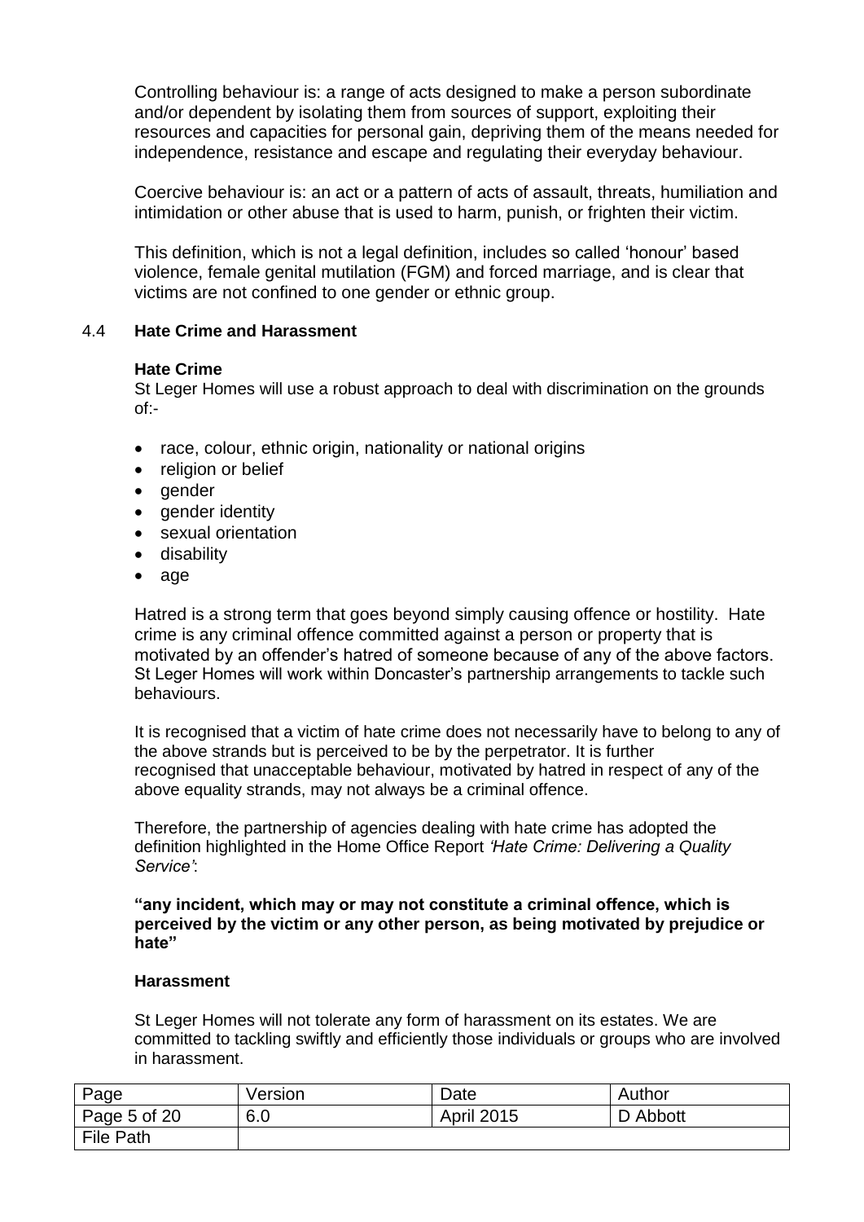Controlling behaviour is: a range of acts designed to make a person subordinate and/or dependent by isolating them from sources of support, exploiting their resources and capacities for personal gain, depriving them of the means needed for independence, resistance and escape and regulating their everyday behaviour.

Coercive behaviour is: an act or a pattern of acts of assault, threats, humiliation and intimidation or other abuse that is used to harm, punish, or frighten their victim.

This definition, which is not a legal definition, includes so called 'honour' based violence, female genital mutilation (FGM) and forced marriage, and is clear that victims are not confined to one gender or ethnic group.

### 4.4 Hate Crime and Harassment

**Hate Crime**

St Leger Homes will use a robust approach to deal with discrimination on the grounds of:-

- race, colour, ethnic origin, nationality or national origins
- religion or belief
- gender
- gender identity
- sexual orientation
- disability
- age

Hatred is a strong term that goes beyond simply causing offence or hostility. Hate crime is any criminal offence committed against a person or property that is motivated by an offender's hatred of someone because of any of the above factors. St Leger Homes will work within Doncaster's partnership arrangements to tackle such behaviours.

It is recognised that a victim of hate crime does not necessarily have to belong to any of the above strands but is perceived to be by the perpetrator. It is further recognised that unacceptable behaviour, motivated by hatred in respect of any of the above equality strands, may not always be a criminal offence.

Therefore, the partnership of agencies dealing with hate crime has adopted the definition highlighted in the Home Office Report *'Hate Crime: Delivering a Quality Service'*:

**"any incident, which may or may not constitute a criminal offence, which is perceived by the victim or any other person, as being motivated by prejudice or hate"**

**Harassment**

St Leger Homes will not tolerate any form of harassment on its estates. We are committed to tackling swiftly and efficiently those individuals or groups who are involved in harassment.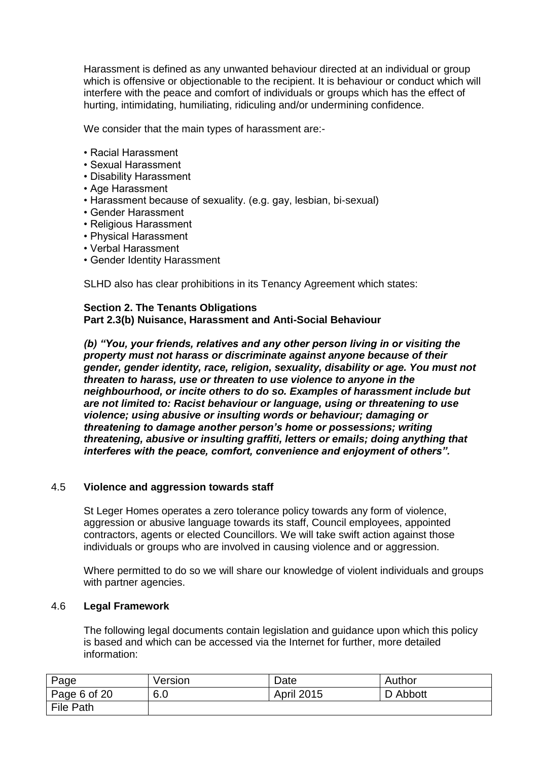Harassment is defined as any unwanted behaviour directed at an individual or group which is offensive or objectionable to the recipient. It is behaviour or conduct which will interfere with the peace and comfort of individuals or groups which has the effect of hurting, intimidating, humiliating, ridiculing and/or undermining confidence.

We consider that the main types of harassment are:-

- Racial Harassment
- Sexual Harassment
- Disability Harassment
- Age Harassment
- Harassment because of sexuality. (e.g. gay, lesbian, bi-sexual)
- Gender Harassment
- Religious Harassment
- Physical Harassment
- Verbal Harassment
- Gender Identity Harassment

SLHD also has clear prohibitions in its Tenancy Agreement which states:

**Section 2. The Tenants Obligations**
**Part 2.3(b) Nuisance, Harassment and Anti-Social Behaviour**

***(b) "You, your friends, relatives and any other person living in or visiting the property must not harass or discriminate against anyone because of their gender, gender identity, race, religion, sexuality, disability or age. You must not threaten to harass, use or threaten to use violence to anyone in the neighbourhood, or incite others to do so. Examples of harassment include but are not limited to: Racist behaviour or language, using or threatening to use violence; using abusive or insulting words or behaviour; damaging or threatening to damage another person's home or possessions; writing threatening, abusive or insulting graffiti, letters or emails; doing anything that interferes with the peace, comfort, convenience and enjoyment of others".***

### 4.5 Violence and aggression towards staff

St Leger Homes operates a zero tolerance policy towards any form of violence, aggression or abusive language towards its staff, Council employees, appointed contractors, agents or elected Councillors. We will take swift action against those individuals or groups who are involved in causing violence and or aggression.

Where permitted to do so we will share our knowledge of violent individuals and groups with partner agencies.

### 4.6 Legal Framework

The following legal documents contain legislation and guidance upon which this policy is based and which can be accessed via the Internet for further, more detailed information: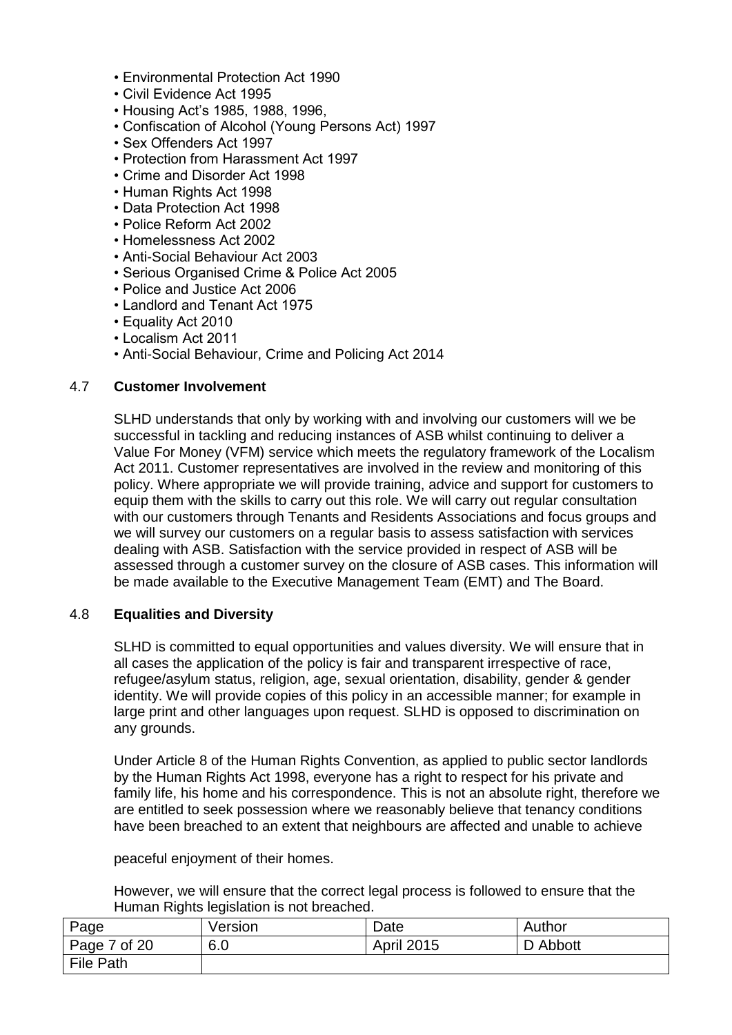- Environmental Protection Act 1990
- Civil Evidence Act 1995
- Housing Act's 1985, 1988, 1996,
- Confiscation of Alcohol (Young Persons Act) 1997
- Sex Offenders Act 1997
- Protection from Harassment Act 1997
- Crime and Disorder Act 1998
- Human Rights Act 1998
- Data Protection Act 1998
- Police Reform Act 2002
- Homelessness Act 2002
- Anti-Social Behaviour Act 2003
- Serious Organised Crime & Police Act 2005
- Police and Justice Act 2006
- Landlord and Tenant Act 1975
- Equality Act 2010
- Localism Act 2011
- Anti-Social Behaviour, Crime and Policing Act 2014

### 4.7 Customer Involvement

SLHD understands that only by working with and involving our customers will we be successful in tackling and reducing instances of ASB whilst continuing to deliver a Value For Money (VFM) service which meets the regulatory framework of the Localism Act 2011. Customer representatives are involved in the review and monitoring of this policy. Where appropriate we will provide training, advice and support for customers to equip them with the skills to carry out this role. We will carry out regular consultation with our customers through Tenants and Residents Associations and focus groups and we will survey our customers on a regular basis to assess satisfaction with services dealing with ASB. Satisfaction with the service provided in respect of ASB will be assessed through a customer survey on the closure of ASB cases. This information will be made available to the Executive Management Team (EMT) and The Board.

### 4.8 Equalities and Diversity

SLHD is committed to equal opportunities and values diversity. We will ensure that in all cases the application of the policy is fair and transparent irrespective of race, refugee/asylum status, religion, age, sexual orientation, disability, gender & gender identity. We will provide copies of this policy in an accessible manner; for example in large print and other languages upon request. SLHD is opposed to discrimination on any grounds.

Under Article 8 of the Human Rights Convention, as applied to public sector landlords by the Human Rights Act 1998, everyone has a right to respect for his private and family life, his home and his correspondence. This is not an absolute right, therefore we are entitled to seek possession where we reasonably believe that tenancy conditions have been breached to an extent that neighbours are affected and unable to achieve

peaceful enjoyment of their homes.

However, we will ensure that the correct legal process is followed to ensure that the Human Rights legislation is not breached.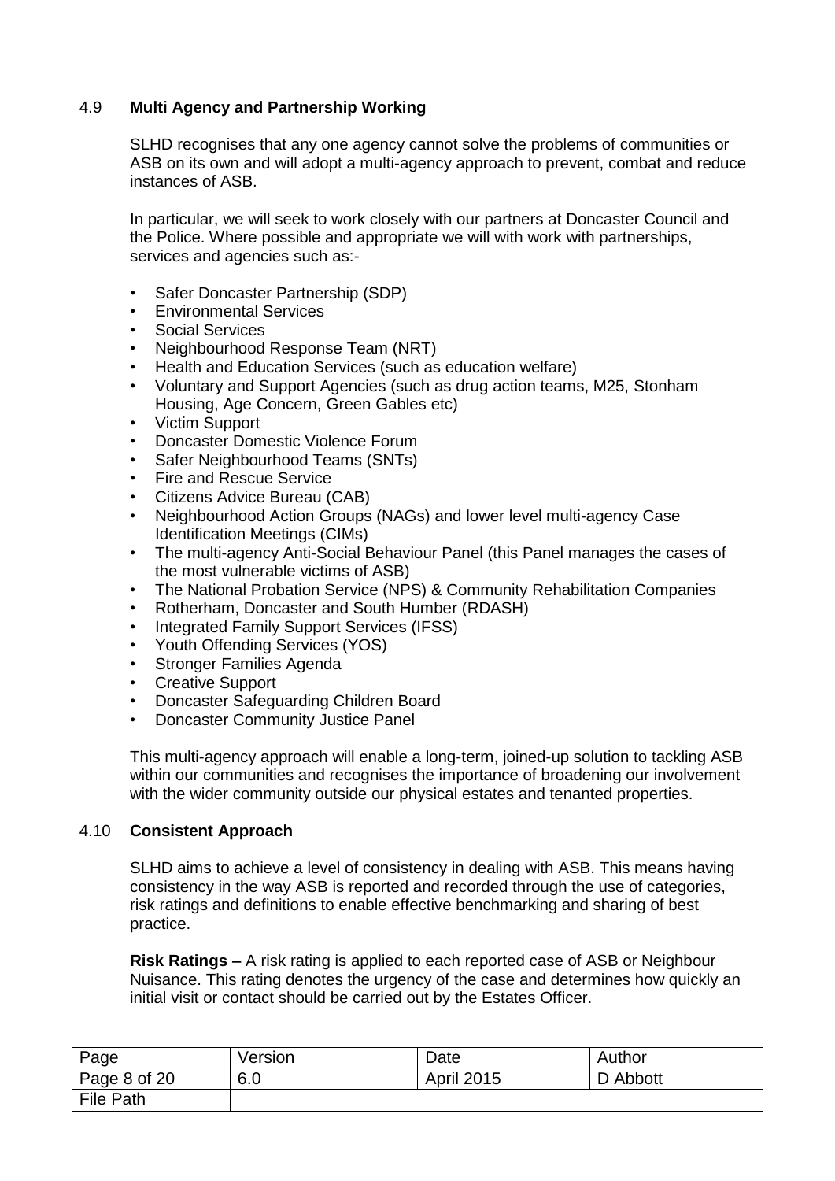### 4.9 **Multi Agency and Partnership Working**

SLHD recognises that any one agency cannot solve the problems of communities or ASB on its own and will adopt a multi-agency approach to prevent, combat and reduce instances of ASB.

In particular, we will seek to work closely with our partners at Doncaster Council and the Police. Where possible and appropriate we will with work with partnerships, services and agencies such as:-

- Safer Doncaster Partnership (SDP)
- Environmental Services
- Social Services
- Neighbourhood Response Team (NRT)
- Health and Education Services (such as education welfare)
- Voluntary and Support Agencies (such as drug action teams, M25, Stonham Housing, Age Concern, Green Gables etc)
- Victim Support
- Doncaster Domestic Violence Forum
- Safer Neighbourhood Teams (SNTs)
- Fire and Rescue Service
- Citizens Advice Bureau (CAB)
- Neighbourhood Action Groups (NAGs) and lower level multi-agency Case Identification Meetings (CIMs)
- The multi-agency Anti-Social Behaviour Panel (this Panel manages the cases of the most vulnerable victims of ASB)
- The National Probation Service (NPS) & Community Rehabilitation Companies
- Rotherham, Doncaster and South Humber (RDASH)
- Integrated Family Support Services (IFSS)
- Youth Offending Services (YOS)
- Stronger Families Agenda
- Creative Support
- Doncaster Safeguarding Children Board
- Doncaster Community Justice Panel

This multi-agency approach will enable a long-term, joined-up solution to tackling ASB within our communities and recognises the importance of broadening our involvement with the wider community outside our physical estates and tenanted properties.

### 4.10 **Consistent Approach**

SLHD aims to achieve a level of consistency in dealing with ASB. This means having consistency in the way ASB is reported and recorded through the use of categories, risk ratings and definitions to enable effective benchmarking and sharing of best practice.

**Risk Ratings –** A risk rating is applied to each reported case of ASB or Neighbour Nuisance. This rating denotes the urgency of the case and determines how quickly an initial visit or contact should be carried out by the Estates Officer.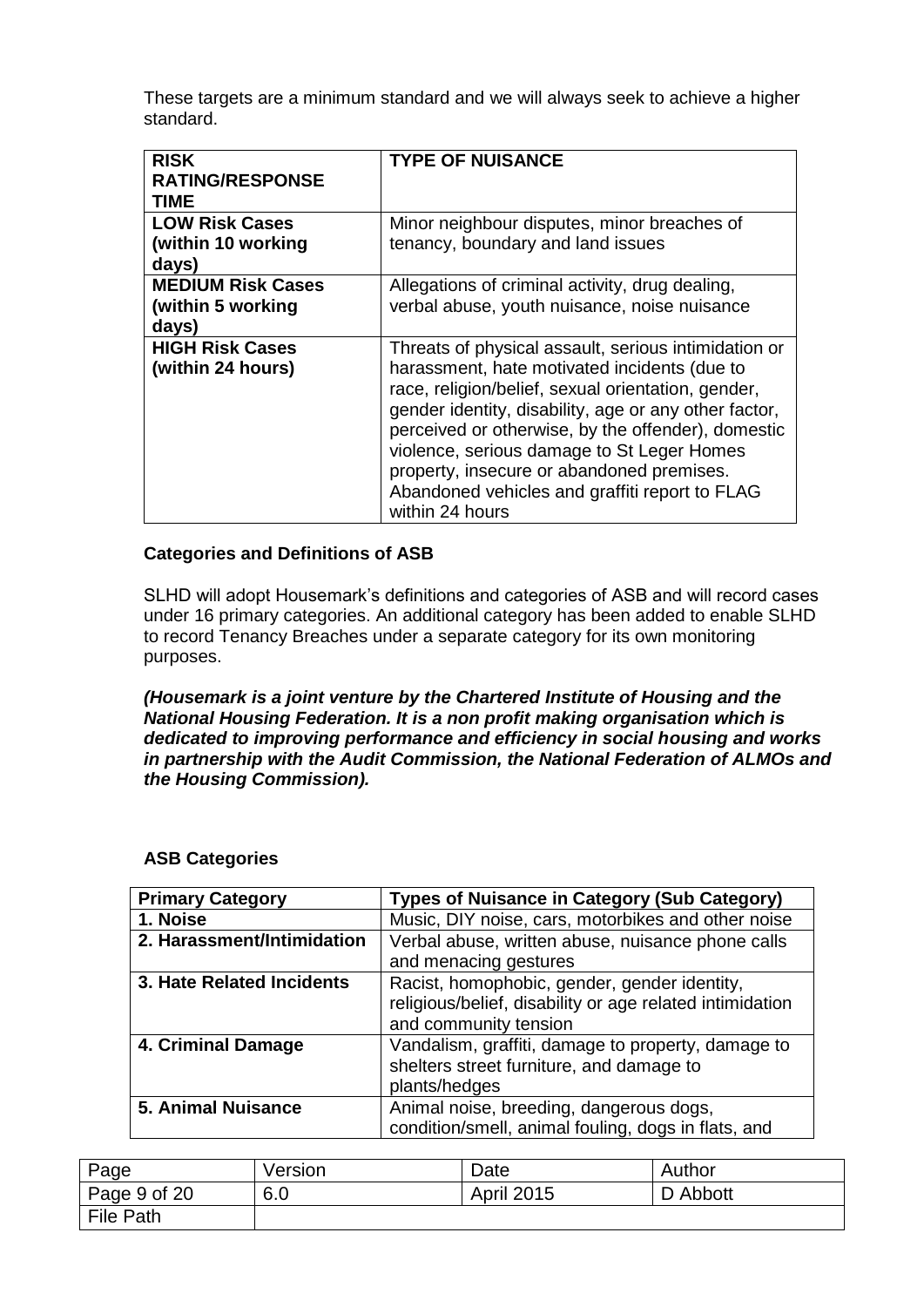These targets are a minimum standard and we will always seek to achieve a higher standard.

| RISK RATING/RESPONSE TIME | TYPE OF NUISANCE |
| --- | --- |
| **LOW Risk Cases (within 10 working days)** | Minor neighbour disputes, minor breaches of tenancy, boundary and land issues |
| **MEDIUM Risk Cases (within 5 working days)** | Allegations of criminal activity, drug dealing, verbal abuse, youth nuisance, noise nuisance |
| **HIGH Risk Cases (within 24 hours)** | Threats of physical assault, serious intimidation or harassment, hate motivated incidents (due to race, religion/belief, sexual orientation, gender, gender identity, disability, age or any other factor, perceived or otherwise, by the offender), domestic violence, serious damage to St Leger Homes property, insecure or abandoned premises. Abandoned vehicles and graffiti report to FLAG within 24 hours |

### Categories and Definitions of ASB

SLHD will adopt Housemark's definitions and categories of ASB and will record cases under 16 primary categories. An additional category has been added to enable SLHD to record Tenancy Breaches under a separate category for its own monitoring purposes.

***(Housemark is a joint venture by the Chartered Institute of Housing and the National Housing Federation. It is a non profit making organisation which is dedicated to improving performance and efficiency in social housing and works in partnership with the Audit Commission, the National Federation of ALMOs and the Housing Commission).***

### ASB Categories

| Primary Category | Types of Nuisance in Category (Sub Category) |
| --- | --- |
| **1. Noise** | Music, DIY noise, cars, motorbikes and other noise |
| **2. Harassment/Intimidation** | Verbal abuse, written abuse, nuisance phone calls and menacing gestures |
| **3. Hate Related Incidents** | Racist, homophobic, gender, gender identity, religious/belief, disability or age related intimidation and community tension |
| **4. Criminal Damage** | Vandalism, graffiti, damage to property, damage to shelters street furniture, and damage to plants/hedges |
| **5. Animal Nuisance** | Animal noise, breeding, dangerous dogs, condition/smell, animal fouling, dogs in flats, and |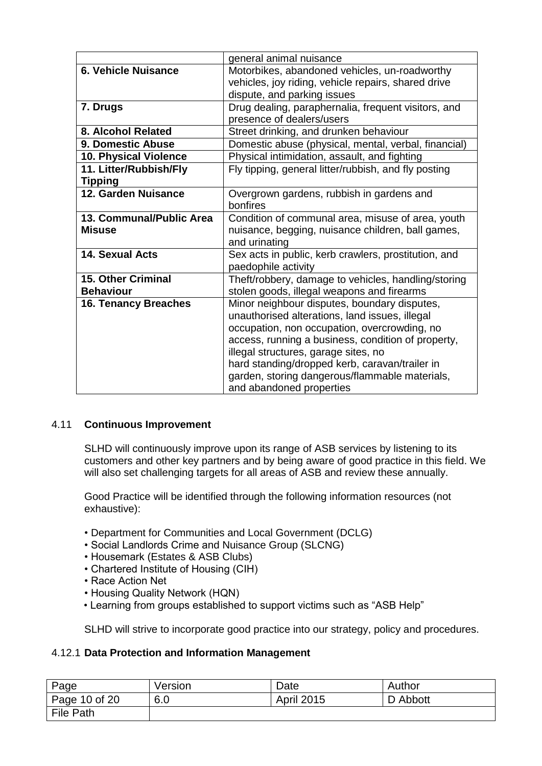| | |
|---|---|
| | general animal nuisance |
| **6. Vehicle Nuisance** | Motorbikes, abandoned vehicles, un-roadworthy vehicles, joy riding, vehicle repairs, shared drive dispute, and parking issues |
| **7. Drugs** | Drug dealing, paraphernalia, frequent visitors, and presence of dealers/users |
| **8. Alcohol Related** | Street drinking, and drunken behaviour |
| **9. Domestic Abuse** | Domestic abuse (physical, mental, verbal, financial) |
| **10. Physical Violence** | Physical intimidation, assault, and fighting |
| **11. Litter/Rubbish/Fly Tipping** | Fly tipping, general litter/rubbish, and fly posting |
| **12. Garden Nuisance** | Overgrown gardens, rubbish in gardens and bonfires |
| **13. Communal/Public Area Misuse** | Condition of communal area, misuse of area, youth nuisance, begging, nuisance children, ball games, and urinating |
| **14. Sexual Acts** | Sex acts in public, kerb crawlers, prostitution, and paedophile activity |
| **15. Other Criminal Behaviour** | Theft/robbery, damage to vehicles, handling/storing stolen goods, illegal weapons and firearms |
| **16. Tenancy Breaches** | Minor neighbour disputes, boundary disputes, unauthorised alterations, land issues, illegal occupation, non occupation, overcrowding, no access, running a business, condition of property, illegal structures, garage sites, no hard standing/dropped kerb, caravan/trailer in garden, storing dangerous/flammable materials, and abandoned properties |

### 4.11 Continuous Improvement

SLHD will continuously improve upon its range of ASB services by listening to its customers and other key partners and by being aware of good practice in this field. We will also set challenging targets for all areas of ASB and review these annually.

Good Practice will be identified through the following information resources (not exhaustive):

- Department for Communities and Local Government (DCLG)
- Social Landlords Crime and Nuisance Group (SLCNG)
- Housemark (Estates & ASB Clubs)
- Chartered Institute of Housing (CIH)
- Race Action Net
- Housing Quality Network (HQN)
- Learning from groups established to support victims such as "ASB Help"

SLHD will strive to incorporate good practice into our strategy, policy and procedures.

#### 4.12.1 Data Protection and Information Management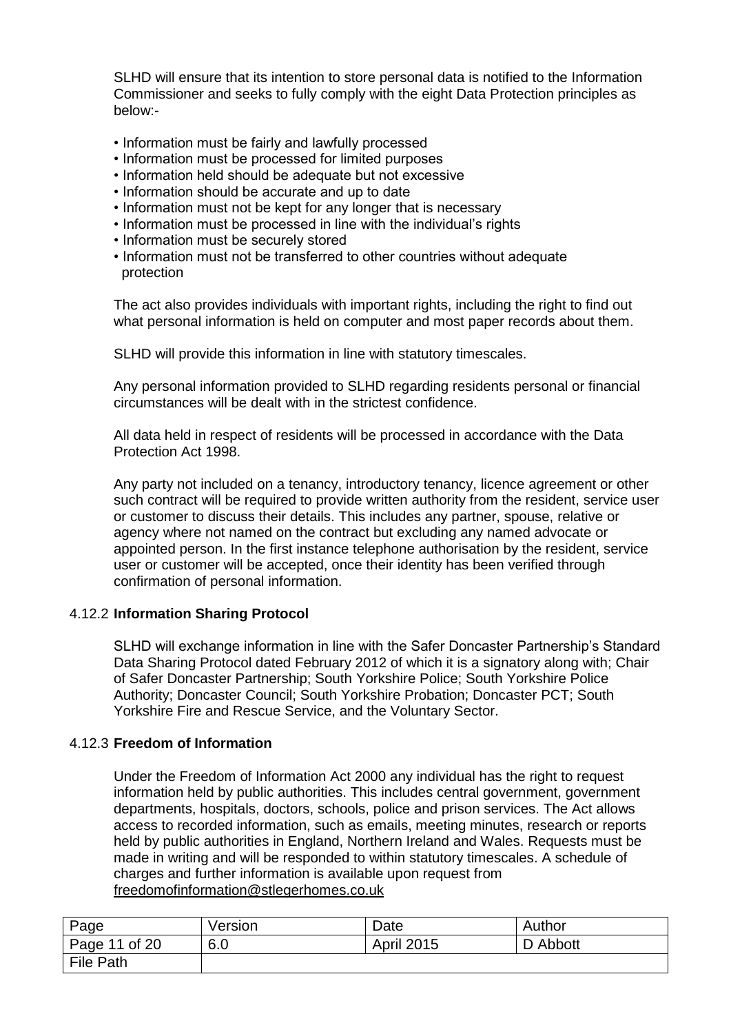SLHD will ensure that its intention to store personal data is notified to the Information Commissioner and seeks to fully comply with the eight Data Protection principles as below:-

- Information must be fairly and lawfully processed
- Information must be processed for limited purposes
- Information held should be adequate but not excessive
- Information should be accurate and up to date
- Information must not be kept for any longer that is necessary
- Information must be processed in line with the individual's rights
- Information must be securely stored
- Information must not be transferred to other countries without adequate protection

The act also provides individuals with important rights, including the right to find out what personal information is held on computer and most paper records about them.

SLHD will provide this information in line with statutory timescales.

Any personal information provided to SLHD regarding residents personal or financial circumstances will be dealt with in the strictest confidence.

All data held in respect of residents will be processed in accordance with the Data Protection Act 1998.

Any party not included on a tenancy, introductory tenancy, licence agreement or other such contract will be required to provide written authority from the resident, service user or customer to discuss their details. This includes any partner, spouse, relative or agency where not named on the contract but excluding any named advocate or appointed person. In the first instance telephone authorisation by the resident, service user or customer will be accepted, once their identity has been verified through confirmation of personal information.

#### 4.12.2 **Information Sharing Protocol**

SLHD will exchange information in line with the Safer Doncaster Partnership's Standard Data Sharing Protocol dated February 2012 of which it is a signatory along with; Chair of Safer Doncaster Partnership; South Yorkshire Police; South Yorkshire Police Authority; Doncaster Council; South Yorkshire Probation; Doncaster PCT; South Yorkshire Fire and Rescue Service, and the Voluntary Sector.

#### 4.12.3 **Freedom of Information**

Under the Freedom of Information Act 2000 any individual has the right to request information held by public authorities. This includes central government, government departments, hospitals, doctors, schools, police and prison services. The Act allows access to recorded information, such as emails, meeting minutes, research or reports held by public authorities in England, Northern Ireland and Wales. Requests must be made in writing and will be responded to within statutory timescales. A schedule of charges and further information is available upon request from freedomofinformation@stlegerhomes.co.uk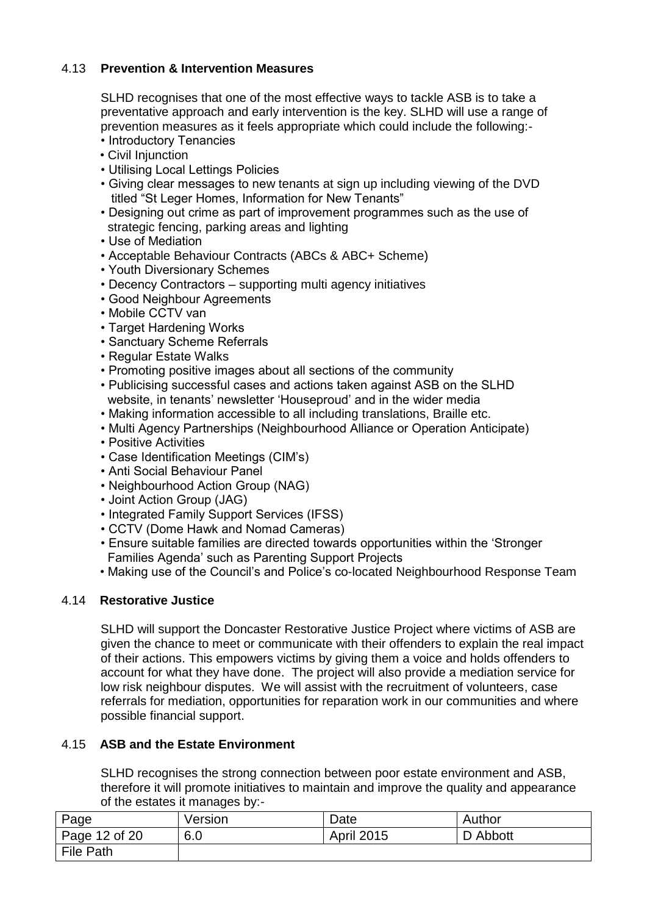### 4.13 **Prevention & Intervention Measures**

SLHD recognises that one of the most effective ways to tackle ASB is to take a preventative approach and early intervention is the key. SLHD will use a range of prevention measures as it feels appropriate which could include the following:-

- Introductory Tenancies
- Civil Injunction
- Utilising Local Lettings Policies
- Giving clear messages to new tenants at sign up including viewing of the DVD titled "St Leger Homes, Information for New Tenants"
- Designing out crime as part of improvement programmes such as the use of strategic fencing, parking areas and lighting
- Use of Mediation
- Acceptable Behaviour Contracts (ABCs & ABC+ Scheme)
- Youth Diversionary Schemes
- Decency Contractors – supporting multi agency initiatives
- Good Neighbour Agreements
- Mobile CCTV van
- Target Hardening Works
- Sanctuary Scheme Referrals
- Regular Estate Walks
- Promoting positive images about all sections of the community
- Publicising successful cases and actions taken against ASB on the SLHD website, in tenants' newsletter 'Houseproud' and in the wider media
- Making information accessible to all including translations, Braille etc.
- Multi Agency Partnerships (Neighbourhood Alliance or Operation Anticipate)
- Positive Activities
- Case Identification Meetings (CIM's)
- Anti Social Behaviour Panel
- Neighbourhood Action Group (NAG)
- Joint Action Group (JAG)
- Integrated Family Support Services (IFSS)
- CCTV (Dome Hawk and Nomad Cameras)
- Ensure suitable families are directed towards opportunities within the 'Stronger Families Agenda' such as Parenting Support Projects
- Making use of the Council's and Police's co-located Neighbourhood Response Team

### 4.14 **Restorative Justice**

SLHD will support the Doncaster Restorative Justice Project where victims of ASB are given the chance to meet or communicate with their offenders to explain the real impact of their actions. This empowers victims by giving them a voice and holds offenders to account for what they have done. The project will also provide a mediation service for low risk neighbour disputes. We will assist with the recruitment of volunteers, case referrals for mediation, opportunities for reparation work in our communities and where possible financial support.

### 4.15 **ASB and the Estate Environment**

SLHD recognises the strong connection between poor estate environment and ASB, therefore it will promote initiatives to maintain and improve the quality and appearance of the estates it manages by:-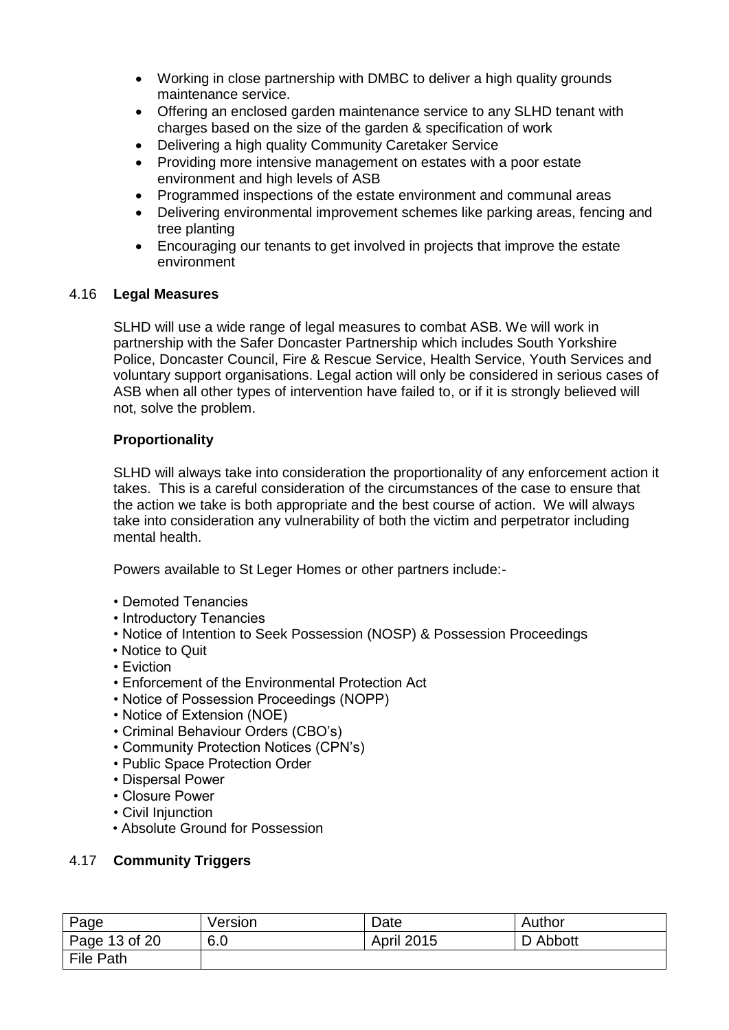- Working in close partnership with DMBC to deliver a high quality grounds maintenance service.
- Offering an enclosed garden maintenance service to any SLHD tenant with charges based on the size of the garden & specification of work
- Delivering a high quality Community Caretaker Service
- Providing more intensive management on estates with a poor estate environment and high levels of ASB
- Programmed inspections of the estate environment and communal areas
- Delivering environmental improvement schemes like parking areas, fencing and tree planting
- Encouraging our tenants to get involved in projects that improve the estate environment

### 4.16 Legal Measures

SLHD will use a wide range of legal measures to combat ASB. We will work in partnership with the Safer Doncaster Partnership which includes South Yorkshire Police, Doncaster Council, Fire & Rescue Service, Health Service, Youth Services and voluntary support organisations. Legal action will only be considered in serious cases of ASB when all other types of intervention have failed to, or if it is strongly believed will not, solve the problem.

**Proportionality**

SLHD will always take into consideration the proportionality of any enforcement action it takes. This is a careful consideration of the circumstances of the case to ensure that the action we take is both appropriate and the best course of action. We will always take into consideration any vulnerability of both the victim and perpetrator including mental health.

Powers available to St Leger Homes or other partners include:-

- Demoted Tenancies
- Introductory Tenancies
- Notice of Intention to Seek Possession (NOSP) & Possession Proceedings
- Notice to Quit
- Eviction
- Enforcement of the Environmental Protection Act
- Notice of Possession Proceedings (NOPP)
- Notice of Extension (NOE)
- Criminal Behaviour Orders (CBO's)
- Community Protection Notices (CPN's)
- Public Space Protection Order
- Dispersal Power
- Closure Power
- Civil Injunction
- Absolute Ground for Possession

### 4.17 Community Triggers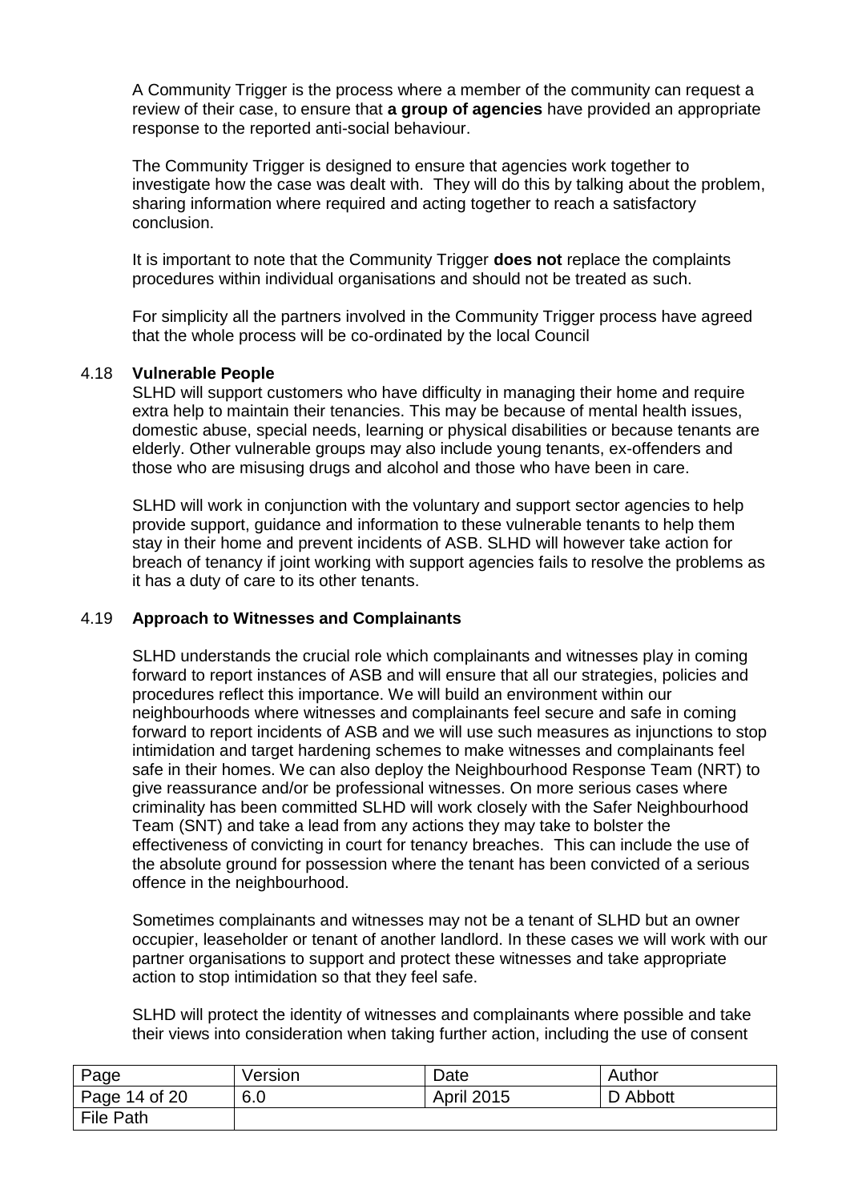A Community Trigger is the process where a member of the community can request a review of their case, to ensure that **a group of agencies** have provided an appropriate response to the reported anti-social behaviour.

The Community Trigger is designed to ensure that agencies work together to investigate how the case was dealt with. They will do this by talking about the problem, sharing information where required and acting together to reach a satisfactory conclusion.

It is important to note that the Community Trigger **does not** replace the complaints procedures within individual organisations and should not be treated as such.

For simplicity all the partners involved in the Community Trigger process have agreed that the whole process will be co-ordinated by the local Council

### 4.18 Vulnerable People

SLHD will support customers who have difficulty in managing their home and require extra help to maintain their tenancies. This may be because of mental health issues, domestic abuse, special needs, learning or physical disabilities or because tenants are elderly. Other vulnerable groups may also include young tenants, ex-offenders and those who are misusing drugs and alcohol and those who have been in care.

SLHD will work in conjunction with the voluntary and support sector agencies to help provide support, guidance and information to these vulnerable tenants to help them stay in their home and prevent incidents of ASB. SLHD will however take action for breach of tenancy if joint working with support agencies fails to resolve the problems as it has a duty of care to its other tenants.

### 4.19 Approach to Witnesses and Complainants

SLHD understands the crucial role which complainants and witnesses play in coming forward to report instances of ASB and will ensure that all our strategies, policies and procedures reflect this importance. We will build an environment within our neighbourhoods where witnesses and complainants feel secure and safe in coming forward to report incidents of ASB and we will use such measures as injunctions to stop intimidation and target hardening schemes to make witnesses and complainants feel safe in their homes. We can also deploy the Neighbourhood Response Team (NRT) to give reassurance and/or be professional witnesses. On more serious cases where criminality has been committed SLHD will work closely with the Safer Neighbourhood Team (SNT) and take a lead from any actions they may take to bolster the effectiveness of convicting in court for tenancy breaches. This can include the use of the absolute ground for possession where the tenant has been convicted of a serious offence in the neighbourhood.

Sometimes complainants and witnesses may not be a tenant of SLHD but an owner occupier, leaseholder or tenant of another landlord. In these cases we will work with our partner organisations to support and protect these witnesses and take appropriate action to stop intimidation so that they feel safe.

SLHD will protect the identity of witnesses and complainants where possible and take their views into consideration when taking further action, including the use of consent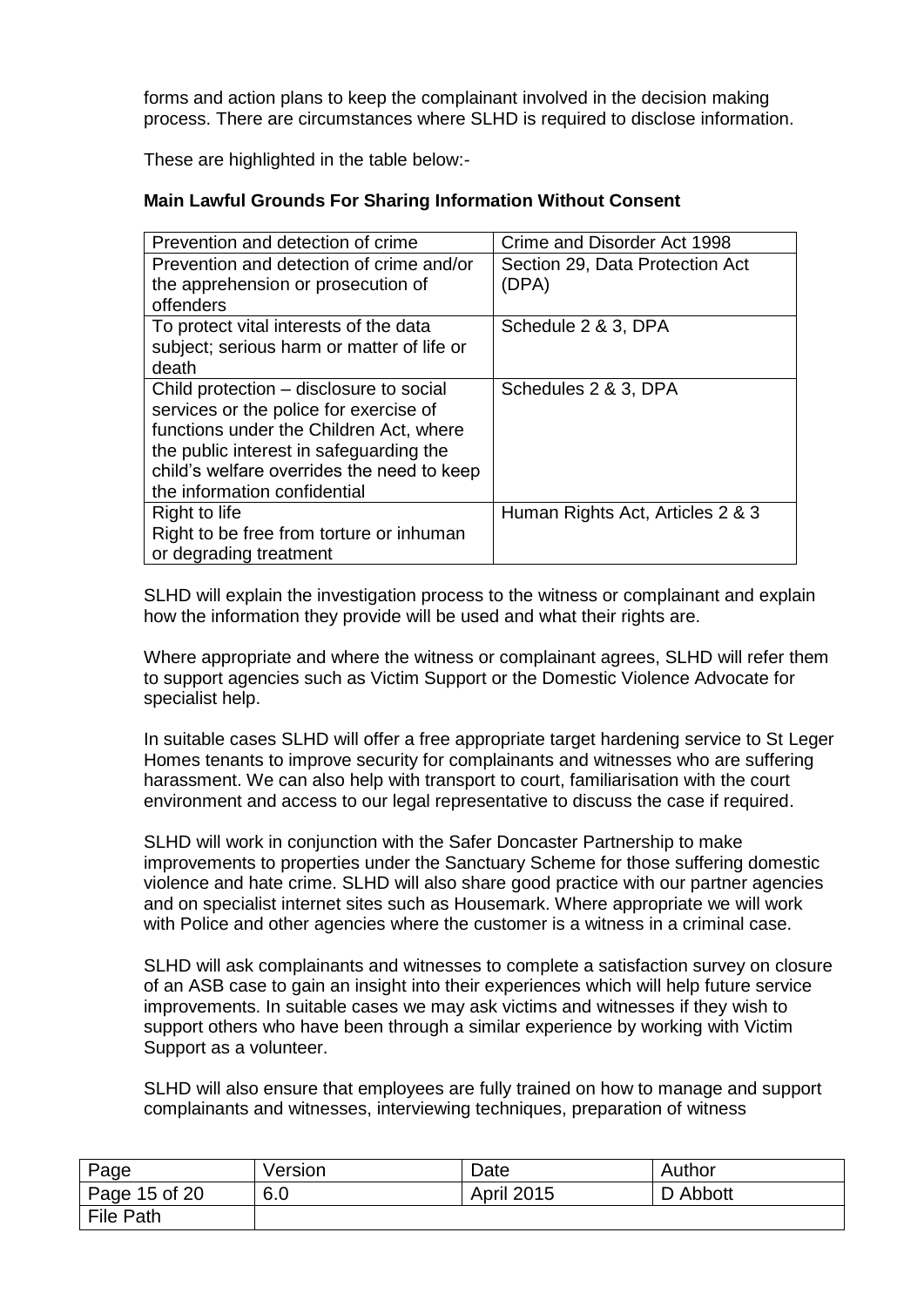forms and action plans to keep the complainant involved in the decision making process. There are circumstances where SLHD is required to disclose information.

These are highlighted in the table below:-

**Main Lawful Grounds For Sharing Information Without Consent**

| | |
|---|---|
| Prevention and detection of crime | Crime and Disorder Act 1998 |
| Prevention and detection of crime and/or the apprehension or prosecution of offenders | Section 29, Data Protection Act (DPA) |
| To protect vital interests of the data subject; serious harm or matter of life or death | Schedule 2 & 3, DPA |
| Child protection – disclosure to social services or the police for exercise of functions under the Children Act, where the public interest in safeguarding the child's welfare overrides the need to keep the information confidential | Schedules 2 & 3, DPA |
| Right to life<br>Right to be free from torture or inhuman or degrading treatment | Human Rights Act, Articles 2 & 3 |

SLHD will explain the investigation process to the witness or complainant and explain how the information they provide will be used and what their rights are.

Where appropriate and where the witness or complainant agrees, SLHD will refer them to support agencies such as Victim Support or the Domestic Violence Advocate for specialist help.

In suitable cases SLHD will offer a free appropriate target hardening service to St Leger Homes tenants to improve security for complainants and witnesses who are suffering harassment. We can also help with transport to court, familiarisation with the court environment and access to our legal representative to discuss the case if required.

SLHD will work in conjunction with the Safer Doncaster Partnership to make improvements to properties under the Sanctuary Scheme for those suffering domestic violence and hate crime. SLHD will also share good practice with our partner agencies and on specialist internet sites such as Housemark. Where appropriate we will work with Police and other agencies where the customer is a witness in a criminal case.

SLHD will ask complainants and witnesses to complete a satisfaction survey on closure of an ASB case to gain an insight into their experiences which will help future service improvements. In suitable cases we may ask victims and witnesses if they wish to support others who have been through a similar experience by working with Victim Support as a volunteer.

SLHD will also ensure that employees are fully trained on how to manage and support complainants and witnesses, interviewing techniques, preparation of witness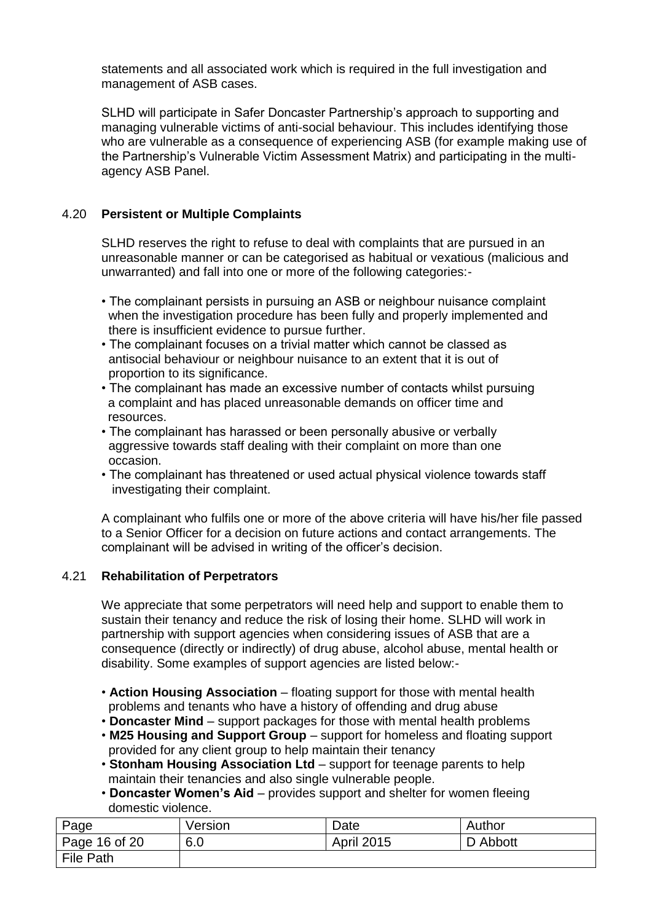statements and all associated work which is required in the full investigation and management of ASB cases.

SLHD will participate in Safer Doncaster Partnership's approach to supporting and managing vulnerable victims of anti-social behaviour. This includes identifying those who are vulnerable as a consequence of experiencing ASB (for example making use of the Partnership's Vulnerable Victim Assessment Matrix) and participating in the multi-agency ASB Panel.

### 4.20 **Persistent or Multiple Complaints**

SLHD reserves the right to refuse to deal with complaints that are pursued in an unreasonable manner or can be categorised as habitual or vexatious (malicious and unwarranted) and fall into one or more of the following categories:-

- The complainant persists in pursuing an ASB or neighbour nuisance complaint when the investigation procedure has been fully and properly implemented and there is insufficient evidence to pursue further.
- The complainant focuses on a trivial matter which cannot be classed as antisocial behaviour or neighbour nuisance to an extent that it is out of proportion to its significance.
- The complainant has made an excessive number of contacts whilst pursuing a complaint and has placed unreasonable demands on officer time and resources.
- The complainant has harassed or been personally abusive or verbally aggressive towards staff dealing with their complaint on more than one occasion.
- The complainant has threatened or used actual physical violence towards staff investigating their complaint.

A complainant who fulfils one or more of the above criteria will have his/her file passed to a Senior Officer for a decision on future actions and contact arrangements. The complainant will be advised in writing of the officer's decision.

### 4.21 **Rehabilitation of Perpetrators**

We appreciate that some perpetrators will need help and support to enable them to sustain their tenancy and reduce the risk of losing their home. SLHD will work in partnership with support agencies when considering issues of ASB that are a consequence (directly or indirectly) of drug abuse, alcohol abuse, mental health or disability. Some examples of support agencies are listed below:-

- **Action Housing Association** – floating support for those with mental health problems and tenants who have a history of offending and drug abuse
- **Doncaster Mind** – support packages for those with mental health problems
- **M25 Housing and Support Group** – support for homeless and floating support provided for any client group to help maintain their tenancy
- **Stonham Housing Association Ltd** – support for teenage parents to help maintain their tenancies and also single vulnerable people.
- **Doncaster Women's Aid** – provides support and shelter for women fleeing domestic violence.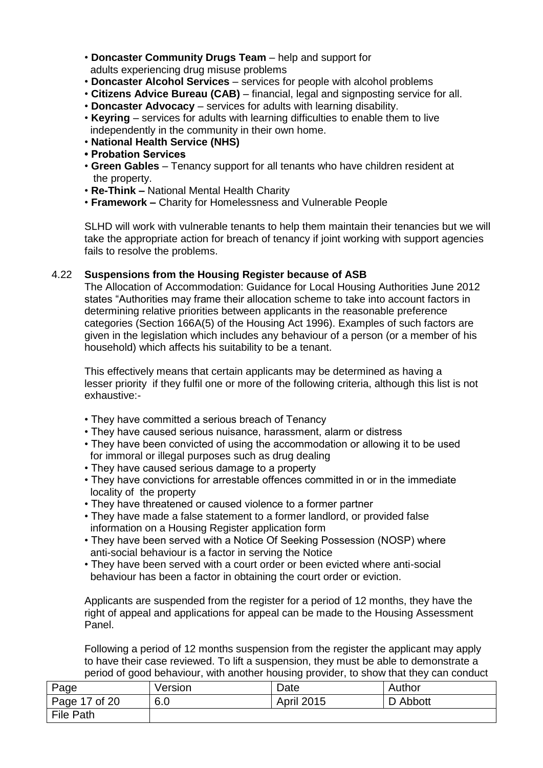- **Doncaster Community Drugs Team** – help and support for adults experiencing drug misuse problems
- **Doncaster Alcohol Services** – services for people with alcohol problems
- **Citizens Advice Bureau (CAB)** – financial, legal and signposting service for all.
- **Doncaster Advocacy** – services for adults with learning disability.
- **Keyring** – services for adults with learning difficulties to enable them to live independently in the community in their own home.
- **National Health Service (NHS)**
- **Probation Services**
- **Green Gables** – Tenancy support for all tenants who have children resident at the property.
- **Re-Think –** National Mental Health Charity
- **Framework –** Charity for Homelessness and Vulnerable People

SLHD will work with vulnerable tenants to help them maintain their tenancies but we will take the appropriate action for breach of tenancy if joint working with support agencies fails to resolve the problems.

### 4.22 Suspensions from the Housing Register because of ASB

The Allocation of Accommodation: Guidance for Local Housing Authorities June 2012 states "Authorities may frame their allocation scheme to take into account factors in determining relative priorities between applicants in the reasonable preference categories (Section 166A(5) of the Housing Act 1996). Examples of such factors are given in the legislation which includes any behaviour of a person (or a member of his household) which affects his suitability to be a tenant.

This effectively means that certain applicants may be determined as having a lesser priority if they fulfil one or more of the following criteria, although this list is not exhaustive:-

- They have committed a serious breach of Tenancy
- They have caused serious nuisance, harassment, alarm or distress
- They have been convicted of using the accommodation or allowing it to be used for immoral or illegal purposes such as drug dealing
- They have caused serious damage to a property
- They have convictions for arrestable offences committed in or in the immediate locality of the property
- They have threatened or caused violence to a former partner
- They have made a false statement to a former landlord, or provided false information on a Housing Register application form
- They have been served with a Notice Of Seeking Possession (NOSP) where anti-social behaviour is a factor in serving the Notice
- They have been served with a court order or been evicted where anti-social behaviour has been a factor in obtaining the court order or eviction.

Applicants are suspended from the register for a period of 12 months, they have the right of appeal and applications for appeal can be made to the Housing Assessment Panel.

Following a period of 12 months suspension from the register the applicant may apply to have their case reviewed. To lift a suspension, they must be able to demonstrate a period of good behaviour, with another housing provider, to show that they can conduct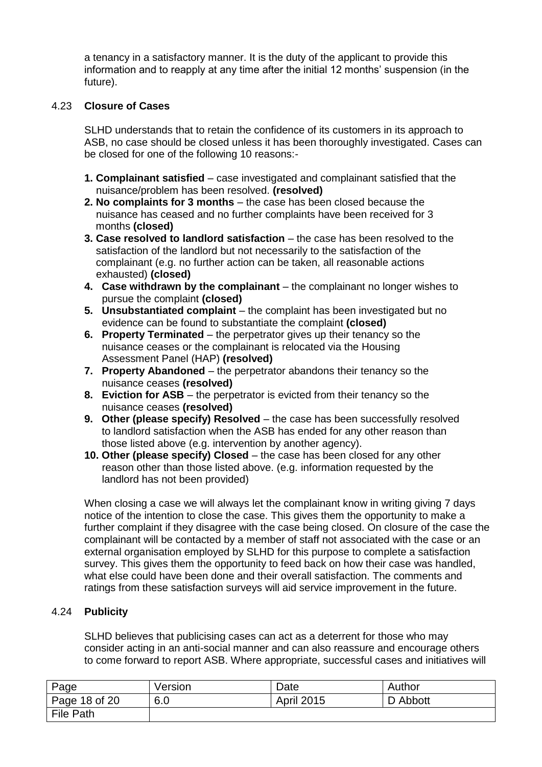a tenancy in a satisfactory manner. It is the duty of the applicant to provide this information and to reapply at any time after the initial 12 months' suspension (in the future).

### 4.23 Closure of Cases

SLHD understands that to retain the confidence of its customers in its approach to ASB, no case should be closed unless it has been thoroughly investigated. Cases can be closed for one of the following 10 reasons:-

1. **Complainant satisfied** – case investigated and complainant satisfied that the nuisance/problem has been resolved. **(resolved)**
2. **No complaints for 3 months** – the case has been closed because the nuisance has ceased and no further complaints have been received for 3 months **(closed)**
3. **Case resolved to landlord satisfaction** – the case has been resolved to the satisfaction of the landlord but not necessarily to the satisfaction of the complainant (e.g. no further action can be taken, all reasonable actions exhausted) **(closed)**
4. **Case withdrawn by the complainant** – the complainant no longer wishes to pursue the complaint **(closed)**
5. **Unsubstantiated complaint** – the complaint has been investigated but no evidence can be found to substantiate the complaint **(closed)**
6. **Property Terminated** – the perpetrator gives up their tenancy so the nuisance ceases or the complainant is relocated via the Housing Assessment Panel (HAP) **(resolved)**
7. **Property Abandoned** – the perpetrator abandons their tenancy so the nuisance ceases **(resolved)**
8. **Eviction for ASB** – the perpetrator is evicted from their tenancy so the nuisance ceases **(resolved)**
9. **Other (please specify) Resolved** – the case has been successfully resolved to landlord satisfaction when the ASB has ended for any other reason than those listed above (e.g. intervention by another agency).
10. **Other (please specify) Closed** – the case has been closed for any other reason other than those listed above. (e.g. information requested by the landlord has not been provided)

When closing a case we will always let the complainant know in writing giving 7 days notice of the intention to close the case. This gives them the opportunity to make a further complaint if they disagree with the case being closed. On closure of the case the complainant will be contacted by a member of staff not associated with the case or an external organisation employed by SLHD for this purpose to complete a satisfaction survey. This gives them the opportunity to feed back on how their case was handled, what else could have been done and their overall satisfaction. The comments and ratings from these satisfaction surveys will aid service improvement in the future.

### 4.24 Publicity

SLHD believes that publicising cases can act as a deterrent for those who may consider acting in an anti-social manner and can also reassure and encourage others to come forward to report ASB. Where appropriate, successful cases and initiatives will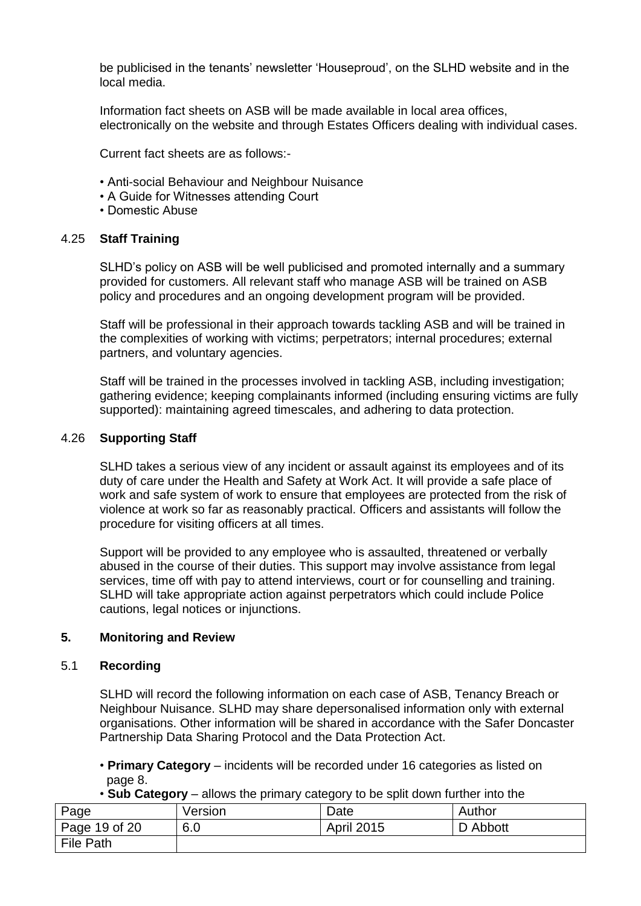be publicised in the tenants' newsletter 'Houseproud', on the SLHD website and in the local media.

Information fact sheets on ASB will be made available in local area offices, electronically on the website and through Estates Officers dealing with individual cases.

Current fact sheets are as follows:-

- Anti-social Behaviour and Neighbour Nuisance
- A Guide for Witnesses attending Court
- Domestic Abuse

### 4.25 **Staff Training**

SLHD's policy on ASB will be well publicised and promoted internally and a summary provided for customers. All relevant staff who manage ASB will be trained on ASB policy and procedures and an ongoing development program will be provided.

Staff will be professional in their approach towards tackling ASB and will be trained in the complexities of working with victims; perpetrators; internal procedures; external partners, and voluntary agencies.

Staff will be trained in the processes involved in tackling ASB, including investigation; gathering evidence; keeping complainants informed (including ensuring victims are fully supported): maintaining agreed timescales, and adhering to data protection.

### 4.26 **Supporting Staff**

SLHD takes a serious view of any incident or assault against its employees and of its duty of care under the Health and Safety at Work Act. It will provide a safe place of work and safe system of work to ensure that employees are protected from the risk of violence at work so far as reasonably practical. Officers and assistants will follow the procedure for visiting officers at all times.

Support will be provided to any employee who is assaulted, threatened or verbally abused in the course of their duties. This support may involve assistance from legal services, time off with pay to attend interviews, court or for counselling and training. SLHD will take appropriate action against perpetrators which could include Police cautions, legal notices or injunctions.

## 5. Monitoring and Review

### 5.1 **Recording**

SLHD will record the following information on each case of ASB, Tenancy Breach or Neighbour Nuisance. SLHD may share depersonalised information only with external organisations. Other information will be shared in accordance with the Safer Doncaster Partnership Data Sharing Protocol and the Data Protection Act.

- **Primary Category** – incidents will be recorded under 16 categories as listed on page 8.
- **Sub Category** – allows the primary category to be split down further into the

| Page | Version | Date | Author |
|---|---|---|---|
| Page 19 of 20 | 6.0 | April 2015 | D Abbott |
| File Path | | | |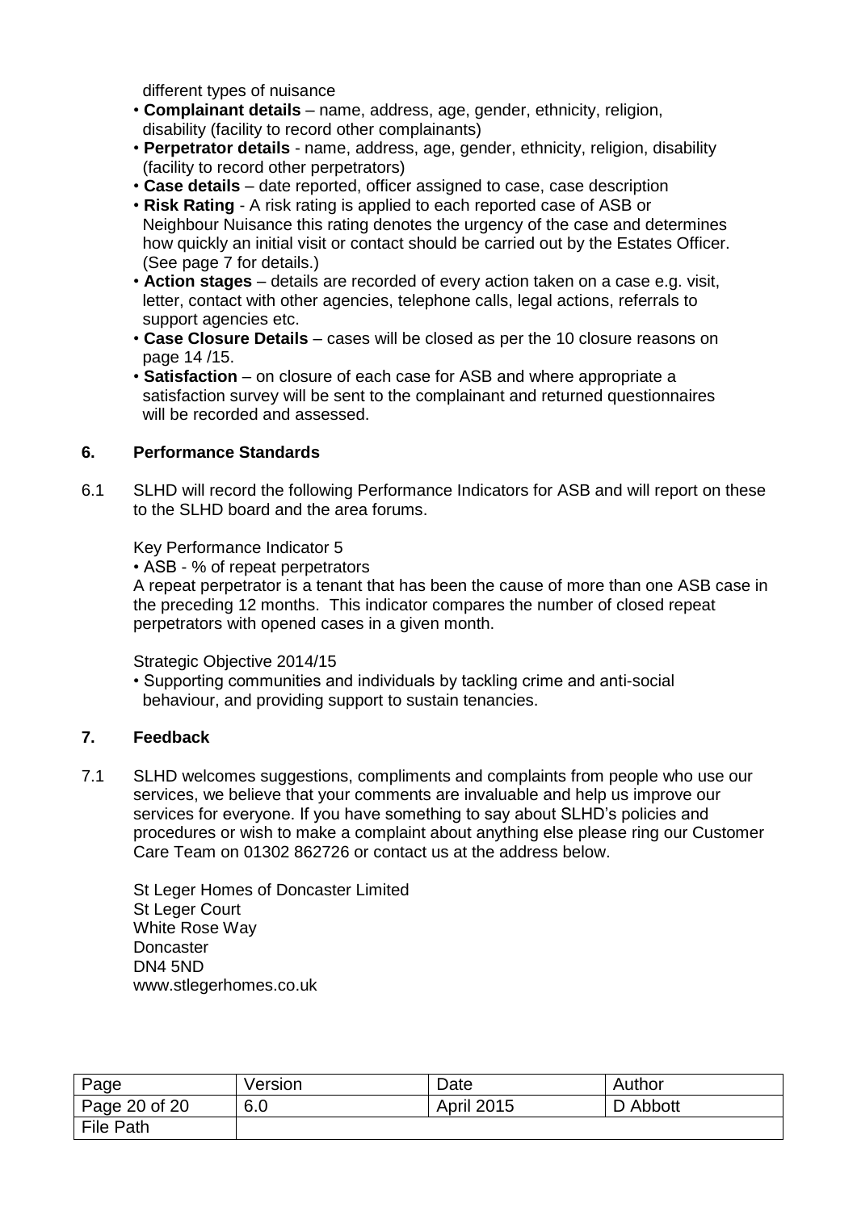different types of nuisance

- **Complainant details** – name, address, age, gender, ethnicity, religion, disability (facility to record other complainants)
- **Perpetrator details** - name, address, age, gender, ethnicity, religion, disability (facility to record other perpetrators)
- **Case details** – date reported, officer assigned to case, case description
- **Risk Rating** - A risk rating is applied to each reported case of ASB or Neighbour Nuisance this rating denotes the urgency of the case and determines how quickly an initial visit or contact should be carried out by the Estates Officer. (See page 7 for details.)
- **Action stages** – details are recorded of every action taken on a case e.g. visit, letter, contact with other agencies, telephone calls, legal actions, referrals to support agencies etc.
- **Case Closure Details** – cases will be closed as per the 10 closure reasons on page 14 /15.
- **Satisfaction** – on closure of each case for ASB and where appropriate a satisfaction survey will be sent to the complainant and returned questionnaires will be recorded and assessed.

## 6. Performance Standards

6.1 SLHD will record the following Performance Indicators for ASB and will report on these to the SLHD board and the area forums.

Key Performance Indicator 5

- ASB - % of repeat perpetrators

A repeat perpetrator is a tenant that has been the cause of more than one ASB case in the preceding 12 months. This indicator compares the number of closed repeat perpetrators with opened cases in a given month.

Strategic Objective 2014/15

- Supporting communities and individuals by tackling crime and anti-social behaviour, and providing support to sustain tenancies.

## 7. Feedback

7.1 SLHD welcomes suggestions, compliments and complaints from people who use our services, we believe that your comments are invaluable and help us improve our services for everyone. If you have something to say about SLHD's policies and procedures or wish to make a complaint about anything else please ring our Customer Care Team on 01302 862726 or contact us at the address below.

St Leger Homes of Doncaster Limited
St Leger Court
White Rose Way
Doncaster
DN4 5ND
www.stlegerhomes.co.uk

| Page | Version | Date | Author |
| --- | --- | --- | --- |
| Page 20 of 20 | 6.0 | April 2015 | D Abbott |
| File Path | | | |